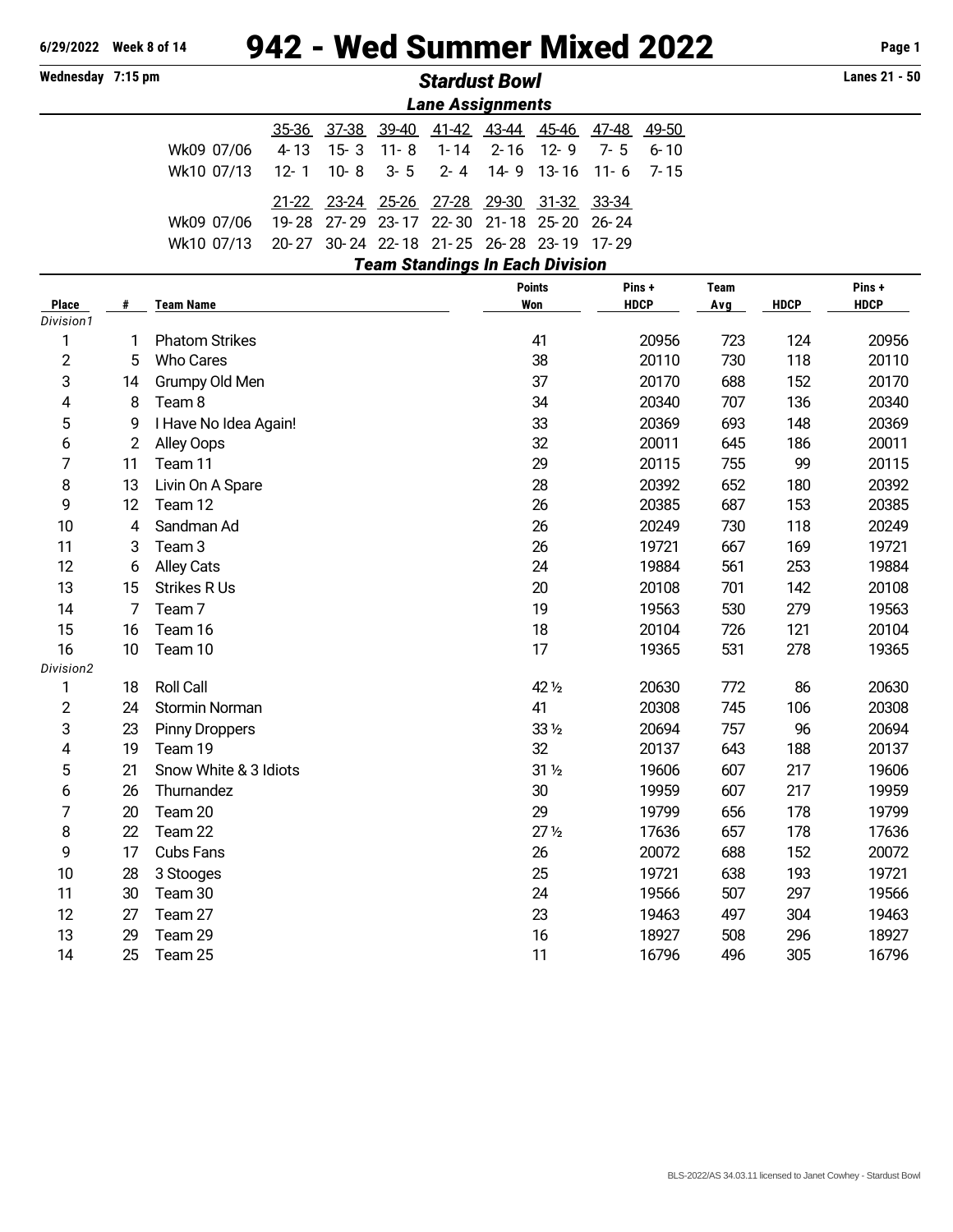6/29/2022 Week 8 of 14

# 942 - Wed Summer Mixed 2022

Wednesday 7:15 pm

## *Stardust Bowl*

Lanes 21 - 50

### *Lane Assignments*

| | 35-36 | 37-38 | 39-40 | 41-42 | 43-44 | 45-46 | 47-48 | 49-50 |
|---|---|---|---|---|---|---|---|---|
| Wk09 07/06 | 4-13 | 15-3 | 11-8 | 1-14 | 2-16 | 12-9 | 7-5 | 6-10 |
| Wk10 07/13 | 12-1 | 10-8 | 3-5 | 2-4 | 14-9 | 13-16 | 11-6 | 7-15 |

| | 21-22 | 23-24 | 25-26 | 27-28 | 29-30 | 31-32 | 33-34 |
|---|---|---|---|---|---|---|---|
| Wk09 07/06 | 19-28 | 27-29 | 23-17 | 22-30 | 21-18 | 25-20 | 26-24 |
| Wk10 07/13 | 20-27 | 30-24 | 22-18 | 21-25 | 26-28 | 23-19 | 17-29 |

### *Team Standings In Each Division*

| Place | # | Team Name | Points Won | Pins + HDCP | Team Avg | HDCP | Pins + HDCP |
|---|---|---|---|---|---|---|---|
| *Division1* | | | | | | | |
| 1 | 1 | Phatom Strikes | 41 | 20956 | 723 | 124 | 20956 |
| 2 | 5 | Who Cares | 38 | 20110 | 730 | 118 | 20110 |
| 3 | 14 | Grumpy Old Men | 37 | 20170 | 688 | 152 | 20170 |
| 4 | 8 | Team 8 | 34 | 20340 | 707 | 136 | 20340 |
| 5 | 9 | I Have No Idea Again! | 33 | 20369 | 693 | 148 | 20369 |
| 6 | 2 | Alley Oops | 32 | 20011 | 645 | 186 | 20011 |
| 7 | 11 | Team 11 | 29 | 20115 | 755 | 99 | 20115 |
| 8 | 13 | Livin On A Spare | 28 | 20392 | 652 | 180 | 20392 |
| 9 | 12 | Team 12 | 26 | 20385 | 687 | 153 | 20385 |
| 10 | 4 | Sandman Ad | 26 | 20249 | 730 | 118 | 20249 |
| 11 | 3 | Team 3 | 26 | 19721 | 667 | 169 | 19721 |
| 12 | 6 | Alley Cats | 24 | 19884 | 561 | 253 | 19884 |
| 13 | 15 | Strikes R Us | 20 | 20108 | 701 | 142 | 20108 |
| 14 | 7 | Team 7 | 19 | 19563 | 530 | 279 | 19563 |
| 15 | 16 | Team 16 | 18 | 20104 | 726 | 121 | 20104 |
| 16 | 10 | Team 10 | 17 | 19365 | 531 | 278 | 19365 |
| *Division2* | | | | | | | |
| 1 | 18 | Roll Call | 42 ½ | 20630 | 772 | 86 | 20630 |
| 2 | 24 | Stormin Norman | 41 | 20308 | 745 | 106 | 20308 |
| 3 | 23 | Pinny Droppers | 33 ½ | 20694 | 757 | 96 | 20694 |
| 4 | 19 | Team 19 | 32 | 20137 | 643 | 188 | 20137 |
| 5 | 21 | Snow White & 3 Idiots | 31 ½ | 19606 | 607 | 217 | 19606 |
| 6 | 26 | Thurnandez | 30 | 19959 | 607 | 217 | 19959 |
| 7 | 20 | Team 20 | 29 | 19799 | 656 | 178 | 19799 |
| 8 | 22 | Team 22 | 27 ½ | 17636 | 657 | 178 | 17636 |
| 9 | 17 | Cubs Fans | 26 | 20072 | 688 | 152 | 20072 |
| 10 | 28 | 3 Stooges | 25 | 19721 | 638 | 193 | 19721 |
| 11 | 30 | Team 30 | 24 | 19566 | 507 | 297 | 19566 |
| 12 | 27 | Team 27 | 23 | 19463 | 497 | 304 | 19463 |
| 13 | 29 | Team 29 | 16 | 18927 | 508 | 296 | 18927 |
| 14 | 25 | Team 25 | 11 | 16796 | 496 | 305 | 16796 |

BLS-2022/AS 34.03.11 licensed to Janet Cowhey - Stardust Bowl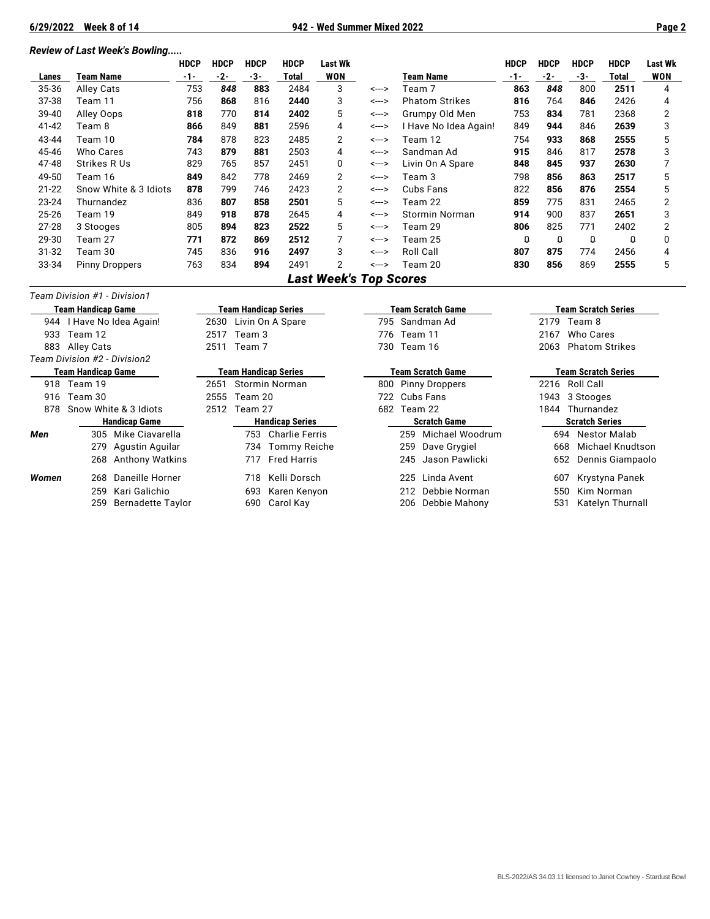*Review of Last Week's Bowling.....*

| Lanes | Team Name | HDCP -1- | HDCP -2- | HDCP -3- | HDCP Total | Last Wk WON | | Team Name | HDCP -1- | HDCP -2- | HDCP -3- | HDCP Total | Last Wk WON |
|---|---|---|---|---|---|---|---|---|---|---|---|---|---|
| 35-36 | Alley Cats | 753 | ***848*** | **883** | 2484 | 3 | <---> | Team 7 | **863** | ***848*** | 800 | **2511** | 4 |
| 37-38 | Team 11 | 756 | **868** | 816 | **2440** | 3 | <---> | Phatom Strikes | **816** | 764 | **846** | 2426 | 4 |
| 39-40 | Alley Oops | **818** | 770 | **814** | **2402** | 5 | <---> | Grumpy Old Men | 753 | **834** | 781 | 2368 | 2 |
| 41-42 | Team 8 | **866** | 849 | **881** | 2596 | 4 | <---> | I Have No Idea Again! | 849 | **944** | 846 | **2639** | 3 |
| 43-44 | Team 10 | **784** | 878 | 823 | 2485 | 2 | <---> | Team 12 | 754 | **933** | **868** | **2555** | 5 |
| 45-46 | Who Cares | 743 | **879** | **881** | 2503 | 4 | <---> | Sandman Ad | **915** | 846 | 817 | **2578** | 3 |
| 47-48 | Strikes R Us | 829 | 765 | 857 | 2451 | 0 | <---> | Livin On A Spare | **848** | **845** | **937** | **2630** | 7 |
| 49-50 | Team 16 | **849** | 842 | 778 | 2469 | 2 | <---> | Team 3 | 798 | **856** | **863** | **2517** | 5 |
| 21-22 | Snow White & 3 Idiots | **878** | 799 | 746 | 2423 | 2 | <---> | Cubs Fans | 822 | **856** | **876** | **2554** | 5 |
| 23-24 | Thurnandez | 836 | **807** | **858** | **2501** | 5 | <---> | Team 22 | **859** | 775 | 831 | 2465 | 2 |
| 25-26 | Team 19 | 849 | **918** | **878** | 2645 | 4 | <---> | Stormin Norman | **914** | 900 | 837 | **2651** | 3 |
| 27-28 | 3 Stooges | 805 | **894** | **823** | **2522** | 5 | <---> | Team 29 | **806** | 825 | 771 | 2402 | 2 |
| 29-30 | Team 27 | **771** | **872** | **869** | **2512** | 7 | <---> | Team 25 | 0 | 0 | 0 | 0 | 0 |
| 31-32 | Team 30 | 745 | 836 | **916** | **2497** | 3 | <---> | Roll Call | **807** | **875** | 774 | 2456 | 4 |
| 33-34 | Pinny Droppers | 763 | 834 | **894** | 2491 | 2 | <---> | Team 20 | **830** | **856** | 869 | **2555** | 5 |

## *Last Week's Top Scores*

*Team Division #1 - Division1*

| Team Handicap Game | Team Handicap Series | Team Scratch Game | Team Scratch Series |
|---|---|---|---|
| 944 I Have No Idea Again! | 2630 Livin On A Spare | 795 Sandman Ad | 2179 Team 8 |
| 933 Team 12 | 2517 Team 3 | 776 Team 11 | 2167 Who Cares |
| 883 Alley Cats | 2511 Team 7 | 730 Team 16 | 2063 Phatom Strikes |

*Team Division #2 - Division2*

| Team Handicap Game | Team Handicap Series | Team Scratch Game | Team Scratch Series |
|---|---|---|---|
| 918 Team 19 | 2651 Stormin Norman | 800 Pinny Droppers | 2216 Roll Call |
| 916 Team 30 | 2555 Team 20 | 722 Cubs Fans | 1943 3 Stooges |
| 878 Snow White & 3 Idiots | 2512 Team 27 | 682 Team 22 | 1844 Thurnandez |

| | Handicap Game | Handicap Series | Scratch Game | Scratch Series |
|---|---|---|---|---|
| ***Men*** | 305 Mike Ciavarella | 753 Charlie Ferris | 259 Michael Woodrum | 694 Nestor Malab |
| | 279 Agustin Aguilar | 734 Tommy Reiche | 259 Dave Grygiel | 668 Michael Knudtson |
| | 268 Anthony Watkins | 717 Fred Harris | 245 Jason Pawlicki | 652 Dennis Giampaolo |
| ***Women*** | 268 Daneille Horner | 718 Kelli Dorsch | 225 Linda Avent | 607 Krystyna Panek |
| | 259 Kari Galichio | 693 Karen Kenyon | 212 Debbie Norman | 550 Kim Norman |
| | 259 Bernadette Taylor | 690 Carol Kay | 206 Debbie Mahony | 531 Katelyn Thurnall |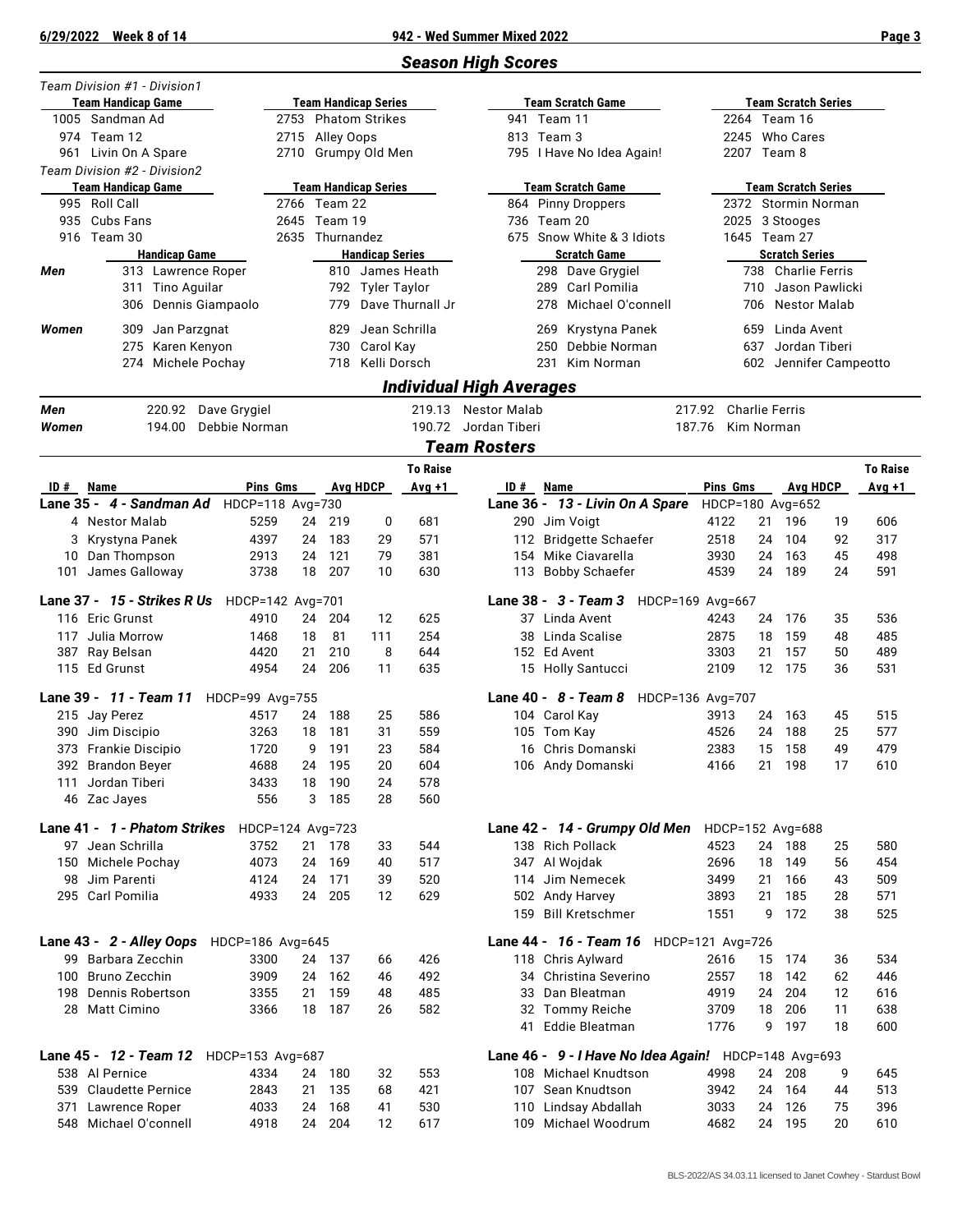## Season High Scores

### Team Division #1 - Division1

| Team Handicap Game | | Team Handicap Series | | Team Scratch Game | | Team Scratch Series | |
|---|---|---|---|---|---|---|---|
| 1005 | Sandman Ad | 2753 | Phatom Strikes | 941 | Team 11 | 2264 | Team 16 |
| 974 | Team 12 | 2715 | Alley Oops | 813 | Team 3 | 2245 | Who Cares |
| 961 | Livin On A Spare | 2710 | Grumpy Old Men | 795 | I Have No Idea Again! | 2207 | Team 8 |

### Team Division #2 - Division2

| Team Handicap Game | | Team Handicap Series | | Team Scratch Game | | Team Scratch Series | |
|---|---|---|---|---|---|---|---|
| 995 | Roll Call | 2766 | Team 22 | 864 | Pinny Droppers | 2372 | Stormin Norman |
| 935 | Cubs Fans | 2645 | Team 19 | 736 | Team 20 | 2025 | 3 Stooges |
| 916 | Team 30 | 2635 | Thurnandez | 675 | Snow White & 3 Idiots | 1645 | Team 27 |

| | Handicap Game | | Handicap Series | | Scratch Game | | Scratch Series | |
|---|---|---|---|---|---|---|---|---|
| **Men** | 313 | Lawrence Roper | 810 | James Heath | 298 | Dave Grygiel | 738 | Charlie Ferris |
| | 311 | Tino Aguilar | 792 | Tyler Taylor | 289 | Carl Pomilia | 710 | Jason Pawlicki |
| | 306 | Dennis Giampaolo | 779 | Dave Thurnall Jr | 278 | Michael O'connell | 706 | Nestor Malab |
| **Women** | 309 | Jan Parzgnat | 829 | Jean Schrilla | 269 | Krystyna Panek | 659 | Linda Avent |
| | 275 | Karen Kenyon | 730 | Carol Kay | 250 | Debbie Norman | 637 | Jordan Tiberi |
| | 274 | Michele Pochay | 718 | Kelli Dorsch | 231 | Kim Norman | 602 | Jennifer Campeotto |

## Individual High Averages

| | | | | | | |
|---|---|---|---|---|---|---|
| **Men** | 220.92 | Dave Grygiel | 219.13 | Nestor Malab | 217.92 | Charlie Ferris |
| **Women** | 194.00 | Debbie Norman | 190.72 | Jordan Tiberi | 187.76 | Kim Norman |

## Team Rosters

| ID # | Name | Pins | Gms | Avg | HDCP | To Raise Avg +1 |
|---|---|---|---|---|---|---|
| **Lane 35 - 4 - Sandman Ad** | HDCP=118 Avg=730 | | | | | |
| 4 | Nestor Malab | 5259 | 24 | 219 | 0 | 681 |
| 3 | Krystyna Panek | 4397 | 24 | 183 | 29 | 571 |
| 10 | Dan Thompson | 2913 | 24 | 121 | 79 | 381 |
| 101 | James Galloway | 3738 | 18 | 207 | 10 | 630 |
| **Lane 36 - 13 - Livin On A Spare** | HDCP=180 Avg=652 | | | | | |
| 290 | Jim Voigt | 4122 | 21 | 196 | 19 | 606 |
| 112 | Bridgette Schaefer | 2518 | 24 | 104 | 92 | 317 |
| 154 | Mike Ciavarella | 3930 | 24 | 163 | 45 | 498 |
| 113 | Bobby Schaefer | 4539 | 24 | 189 | 24 | 591 |
| **Lane 37 - 15 - Strikes R Us** | HDCP=142 Avg=701 | | | | | |
| 116 | Eric Grunst | 4910 | 24 | 204 | 12 | 625 |
| 117 | Julia Morrow | 1468 | 18 | 81 | 111 | 254 |
| 387 | Ray Belsan | 4420 | 21 | 210 | 8 | 644 |
| 115 | Ed Grunst | 4954 | 24 | 206 | 11 | 635 |
| **Lane 38 - 3 - Team 3** | HDCP=169 Avg=667 | | | | | |
| 37 | Linda Avent | 4243 | 24 | 176 | 35 | 536 |
| 38 | Linda Scalise | 2875 | 18 | 159 | 48 | 485 |
| 152 | Ed Avent | 3303 | 21 | 157 | 50 | 489 |
| 15 | Holly Santucci | 2109 | 12 | 175 | 36 | 531 |
| **Lane 39 - 11 - Team 11** | HDCP=99 Avg=755 | | | | | |
| 215 | Jay Perez | 4517 | 24 | 188 | 25 | 586 |
| 390 | Jim Discipio | 3263 | 18 | 181 | 31 | 559 |
| 373 | Frankie Discipio | 1720 | 9 | 191 | 23 | 584 |
| 392 | Brandon Beyer | 4688 | 24 | 195 | 20 | 604 |
| 111 | Jordan Tiberi | 3433 | 18 | 190 | 24 | 578 |
| 46 | Zac Jayes | 556 | 3 | 185 | 28 | 560 |
| **Lane 40 - 8 - Team 8** | HDCP=136 Avg=707 | | | | | |
| 104 | Carol Kay | 3913 | 24 | 163 | 45 | 515 |
| 105 | Tom Kay | 4526 | 24 | 188 | 25 | 577 |
| 16 | Chris Domanski | 2383 | 15 | 158 | 49 | 479 |
| 106 | Andy Domanski | 4166 | 21 | 198 | 17 | 610 |
| **Lane 41 - 1 - Phatom Strikes** | HDCP=124 Avg=723 | | | | | |
| 97 | Jean Schrilla | 3752 | 21 | 178 | 33 | 544 |
| 150 | Michele Pochay | 4073 | 24 | 169 | 40 | 517 |
| 98 | Jim Parenti | 4124 | 24 | 171 | 39 | 520 |
| 295 | Carl Pomilia | 4933 | 24 | 205 | 12 | 629 |
| **Lane 42 - 14 - Grumpy Old Men** | HDCP=152 Avg=688 | | | | | |
| 138 | Rich Pollack | 4523 | 24 | 188 | 25 | 580 |
| 347 | Al Wojdak | 2696 | 18 | 149 | 56 | 454 |
| 114 | Jim Nemecek | 3499 | 21 | 166 | 43 | 509 |
| 502 | Andy Harvey | 3893 | 21 | 185 | 28 | 571 |
| 159 | Bill Kretschmer | 1551 | 9 | 172 | 38 | 525 |
| **Lane 43 - 2 - Alley Oops** | HDCP=186 Avg=645 | | | | | |
| 99 | Barbara Zecchin | 3300 | 24 | 137 | 66 | 426 |
| 100 | Bruno Zecchin | 3909 | 24 | 162 | 46 | 492 |
| 198 | Dennis Robertson | 3355 | 21 | 159 | 48 | 485 |
| 28 | Matt Cimino | 3366 | 18 | 187 | 26 | 582 |
| **Lane 44 - 16 - Team 16** | HDCP=121 Avg=726 | | | | | |
| 118 | Chris Aylward | 2616 | 15 | 174 | 36 | 534 |
| 34 | Christina Severino | 2557 | 18 | 142 | 62 | 446 |
| 33 | Dan Bleatman | 4919 | 24 | 204 | 12 | 616 |
| 32 | Tommy Reiche | 3709 | 18 | 206 | 11 | 638 |
| 41 | Eddie Bleatman | 1776 | 9 | 197 | 18 | 600 |
| **Lane 45 - 12 - Team 12** | HDCP=153 Avg=687 | | | | | |
| 538 | Al Pernice | 4334 | 24 | 180 | 32 | 553 |
| 539 | Claudette Pernice | 2843 | 21 | 135 | 68 | 421 |
| 371 | Lawrence Roper | 4033 | 24 | 168 | 41 | 530 |
| 548 | Michael O'connell | 4918 | 24 | 204 | 12 | 617 |
| **Lane 46 - 9 - I Have No Idea Again!** | HDCP=148 Avg=693 | | | | | |
| 108 | Michael Knudtson | 4998 | 24 | 208 | 9 | 645 |
| 107 | Sean Knudtson | 3942 | 24 | 164 | 44 | 513 |
| 110 | Lindsay Abdallah | 3033 | 24 | 126 | 75 | 396 |
| 109 | Michael Woodrum | 4682 | 24 | 195 | 20 | 610 |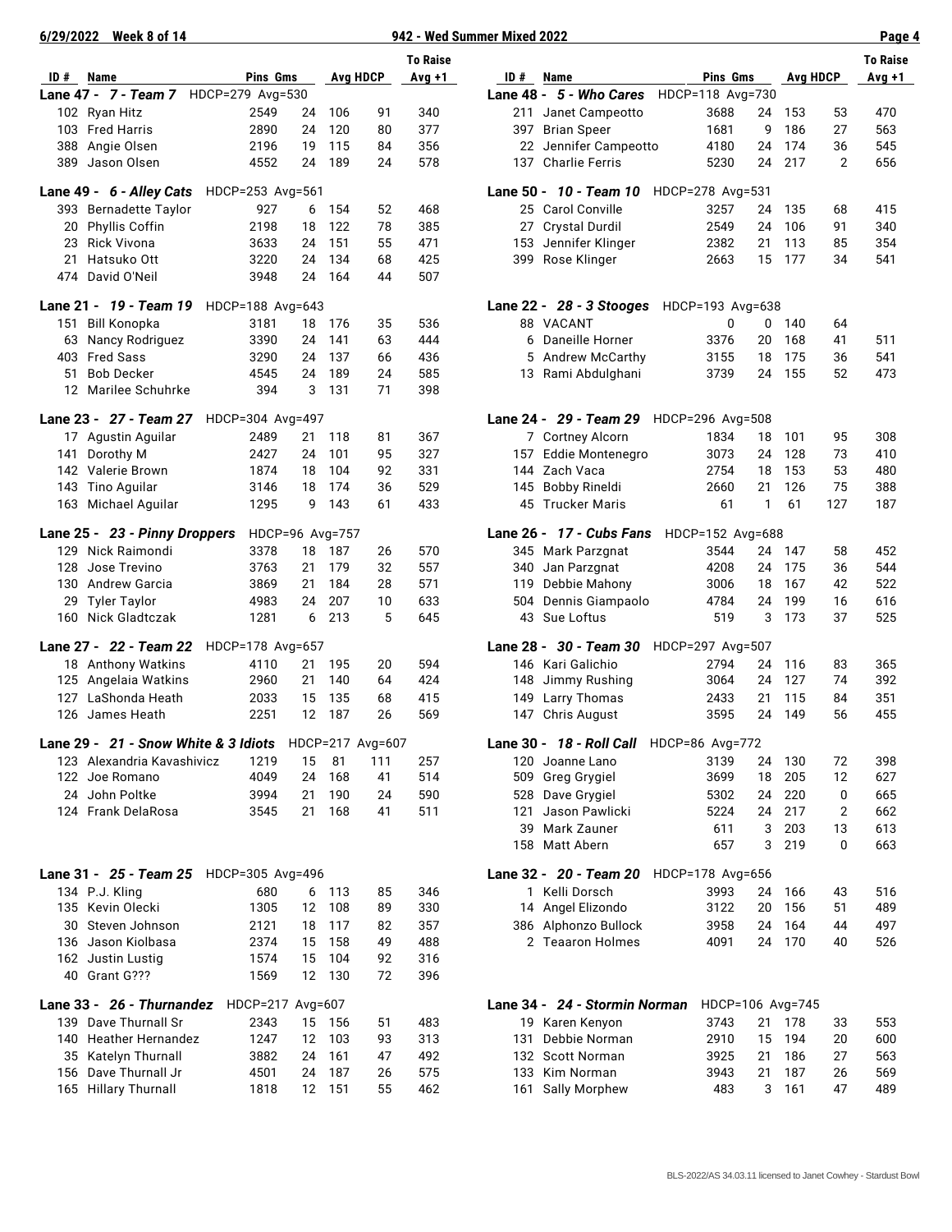**6/29/2022 Week 8 of 14 — 942 - Wed Summer Mixed 2022**

**Lane 47 - *7 - Team 7*** HDCP=279 Avg=530

| ID # | Name | Pins | Gms | Avg | HDCP | To Raise Avg +1 |
|---|---|---|---|---|---|---|
| 102 | Ryan Hitz | 2549 | 24 | 106 | 91 | 340 |
| 103 | Fred Harris | 2890 | 24 | 120 | 80 | 377 |
| 388 | Angie Olsen | 2196 | 19 | 115 | 84 | 356 |
| 389 | Jason Olsen | 4552 | 24 | 189 | 24 | 578 |

**Lane 48 - *5 - Who Cares*** HDCP=118 Avg=730

| ID # | Name | Pins | Gms | Avg | HDCP | To Raise Avg +1 |
|---|---|---|---|---|---|---|
| 211 | Janet Campeotto | 3688 | 24 | 153 | 53 | 470 |
| 397 | Brian Speer | 1681 | 9 | 186 | 27 | 563 |
| 22 | Jennifer Campeotto | 4180 | 24 | 174 | 36 | 545 |
| 137 | Charlie Ferris | 5230 | 24 | 217 | 2 | 656 |

**Lane 49 - *6 - Alley Cats*** HDCP=253 Avg=561

| ID # | Name | Pins | Gms | Avg | HDCP | To Raise Avg +1 |
|---|---|---|---|---|---|---|
| 393 | Bernadette Taylor | 927 | 6 | 154 | 52 | 468 |
| 20 | Phyllis Coffin | 2198 | 18 | 122 | 78 | 385 |
| 23 | Rick Vivona | 3633 | 24 | 151 | 55 | 471 |
| 21 | Hatsuko Ott | 3220 | 24 | 134 | 68 | 425 |
| 474 | David O'Neil | 3948 | 24 | 164 | 44 | 507 |

**Lane 50 - *10 - Team 10*** HDCP=278 Avg=531

| ID # | Name | Pins | Gms | Avg | HDCP | To Raise Avg +1 |
|---|---|---|---|---|---|---|
| 25 | Carol Conville | 3257 | 24 | 135 | 68 | 415 |
| 27 | Crystal Durdil | 2549 | 24 | 106 | 91 | 340 |
| 153 | Jennifer Klinger | 2382 | 21 | 113 | 85 | 354 |
| 399 | Rose Klinger | 2663 | 15 | 177 | 34 | 541 |

**Lane 21 - *19 - Team 19*** HDCP=188 Avg=643

| ID # | Name | Pins | Gms | Avg | HDCP | To Raise Avg +1 |
|---|---|---|---|---|---|---|
| 151 | Bill Konopka | 3181 | 18 | 176 | 35 | 536 |
| 63 | Nancy Rodriguez | 3390 | 24 | 141 | 63 | 444 |
| 403 | Fred Sass | 3290 | 24 | 137 | 66 | 436 |
| 51 | Bob Decker | 4545 | 24 | 189 | 24 | 585 |
| 12 | Marilee Schuhrke | 394 | 3 | 131 | 71 | 398 |

**Lane 22 - *28 - 3 Stooges*** HDCP=193 Avg=638

| ID # | Name | Pins | Gms | Avg | HDCP | To Raise Avg +1 |
|---|---|---|---|---|---|---|
| 88 | VACANT | 0 | 0 | 140 | 64 | |
| 6 | Daneille Horner | 3376 | 20 | 168 | 41 | 511 |
| 5 | Andrew McCarthy | 3155 | 18 | 175 | 36 | 541 |
| 13 | Rami Abdulghani | 3739 | 24 | 155 | 52 | 473 |

**Lane 23 - *27 - Team 27*** HDCP=304 Avg=497

| ID # | Name | Pins | Gms | Avg | HDCP | To Raise Avg +1 |
|---|---|---|---|---|---|---|
| 17 | Agustin Aguilar | 2489 | 21 | 118 | 81 | 367 |
| 141 | Dorothy M | 2427 | 24 | 101 | 95 | 327 |
| 142 | Valerie Brown | 1874 | 18 | 104 | 92 | 331 |
| 143 | Tino Aguilar | 3146 | 18 | 174 | 36 | 529 |
| 163 | Michael Aguilar | 1295 | 9 | 143 | 61 | 433 |

**Lane 24 - *29 - Team 29*** HDCP=296 Avg=508

| ID # | Name | Pins | Gms | Avg | HDCP | To Raise Avg +1 |
|---|---|---|---|---|---|---|
| 7 | Cortney Alcorn | 1834 | 18 | 101 | 95 | 308 |
| 157 | Eddie Montenegro | 3073 | 24 | 128 | 73 | 410 |
| 144 | Zach Vaca | 2754 | 18 | 153 | 53 | 480 |
| 145 | Bobby Rineldi | 2660 | 21 | 126 | 75 | 388 |
| 45 | Trucker Maris | 61 | 1 | 61 | 127 | 187 |

**Lane 25 - *23 - Pinny Droppers*** HDCP=96 Avg=757

| ID # | Name | Pins | Gms | Avg | HDCP | To Raise Avg +1 |
|---|---|---|---|---|---|---|
| 129 | Nick Raimondi | 3378 | 18 | 187 | 26 | 570 |
| 128 | Jose Trevino | 3763 | 21 | 179 | 32 | 557 |
| 130 | Andrew Garcia | 3869 | 21 | 184 | 28 | 571 |
| 29 | Tyler Taylor | 4983 | 24 | 207 | 10 | 633 |
| 160 | Nick Gladtczak | 1281 | 6 | 213 | 5 | 645 |

**Lane 26 - *17 - Cubs Fans*** HDCP=152 Avg=688

| ID # | Name | Pins | Gms | Avg | HDCP | To Raise Avg +1 |
|---|---|---|---|---|---|---|
| 345 | Mark Parzgnat | 3544 | 24 | 147 | 58 | 452 |
| 340 | Jan Parzgnat | 4208 | 24 | 175 | 36 | 544 |
| 119 | Debbie Mahony | 3006 | 18 | 167 | 42 | 522 |
| 504 | Dennis Giampaolo | 4784 | 24 | 199 | 16 | 616 |
| 43 | Sue Loftus | 519 | 3 | 173 | 37 | 525 |

**Lane 27 - *22 - Team 22*** HDCP=178 Avg=657

| ID # | Name | Pins | Gms | Avg | HDCP | To Raise Avg +1 |
|---|---|---|---|---|---|---|
| 18 | Anthony Watkins | 4110 | 21 | 195 | 20 | 594 |
| 125 | Angelaia Watkins | 2960 | 21 | 140 | 64 | 424 |
| 127 | LaShonda Heath | 2033 | 15 | 135 | 68 | 415 |
| 126 | James Heath | 2251 | 12 | 187 | 26 | 569 |

**Lane 28 - *30 - Team 30*** HDCP=297 Avg=507

| ID # | Name | Pins | Gms | Avg | HDCP | To Raise Avg +1 |
|---|---|---|---|---|---|---|
| 146 | Kari Galichio | 2794 | 24 | 116 | 83 | 365 |
| 148 | Jimmy Rushing | 3064 | 24 | 127 | 74 | 392 |
| 149 | Larry Thomas | 2433 | 21 | 115 | 84 | 351 |
| 147 | Chris August | 3595 | 24 | 149 | 56 | 455 |

**Lane 29 - *21 - Snow White & 3 Idiots*** HDCP=217 Avg=607

| ID # | Name | Pins | Gms | Avg | HDCP | To Raise Avg +1 |
|---|---|---|---|---|---|---|
| 123 | Alexandria Kavashivicz | 1219 | 15 | 81 | 111 | 257 |
| 122 | Joe Romano | 4049 | 24 | 168 | 41 | 514 |
| 24 | John Poltke | 3994 | 21 | 190 | 24 | 590 |
| 124 | Frank DelaRosa | 3545 | 21 | 168 | 41 | 511 |

**Lane 30 - *18 - Roll Call*** HDCP=86 Avg=772

| ID # | Name | Pins | Gms | Avg | HDCP | To Raise Avg +1 |
|---|---|---|---|---|---|---|
| 120 | Joanne Lano | 3139 | 24 | 130 | 72 | 398 |
| 509 | Greg Grygiel | 3699 | 18 | 205 | 12 | 627 |
| 528 | Dave Grygiel | 5302 | 24 | 220 | 0 | 665 |
| 121 | Jason Pawlicki | 5224 | 24 | 217 | 2 | 662 |
| 39 | Mark Zauner | 611 | 3 | 203 | 13 | 613 |
| 158 | Matt Abern | 657 | 3 | 219 | 0 | 663 |

**Lane 31 - *25 - Team 25*** HDCP=305 Avg=496

| ID # | Name | Pins | Gms | Avg | HDCP | To Raise Avg +1 |
|---|---|---|---|---|---|---|
| 134 | P.J. Kling | 680 | 6 | 113 | 85 | 346 |
| 135 | Kevin Olecki | 1305 | 12 | 108 | 89 | 330 |
| 30 | Steven Johnson | 2121 | 18 | 117 | 82 | 357 |
| 136 | Jason Kiolbasa | 2374 | 15 | 158 | 49 | 488 |
| 162 | Justin Lustig | 1574 | 15 | 104 | 92 | 316 |
| 40 | Grant G??? | 1569 | 12 | 130 | 72 | 396 |

**Lane 32 - *20 - Team 20*** HDCP=178 Avg=656

| ID # | Name | Pins | Gms | Avg | HDCP | To Raise Avg +1 |
|---|---|---|---|---|---|---|
| 1 | Kelli Dorsch | 3993 | 24 | 166 | 43 | 516 |
| 14 | Angel Elizondo | 3122 | 20 | 156 | 51 | 489 |
| 386 | Alphonzo Bullock | 3958 | 24 | 164 | 44 | 497 |
| 2 | Teaaron Holmes | 4091 | 24 | 170 | 40 | 526 |

**Lane 33 - *26 - Thurnandez*** HDCP=217 Avg=607

| ID # | Name | Pins | Gms | Avg | HDCP | To Raise Avg +1 |
|---|---|---|---|---|---|---|
| 139 | Dave Thurnall Sr | 2343 | 15 | 156 | 51 | 483 |
| 140 | Heather Hernandez | 1247 | 12 | 103 | 93 | 313 |
| 35 | Katelyn Thurnall | 3882 | 24 | 161 | 47 | 492 |
| 156 | Dave Thurnall Jr | 4501 | 24 | 187 | 26 | 575 |
| 165 | Hillary Thurnall | 1818 | 12 | 151 | 55 | 462 |

**Lane 34 - *24 - Stormin Norman*** HDCP=106 Avg=745

| ID # | Name | Pins | Gms | Avg | HDCP | To Raise Avg +1 |
|---|---|---|---|---|---|---|
| 19 | Karen Kenyon | 3743 | 21 | 178 | 33 | 553 |
| 131 | Debbie Norman | 2910 | 15 | 194 | 20 | 600 |
| 132 | Scott Norman | 3925 | 21 | 186 | 27 | 563 |
| 133 | Kim Norman | 3943 | 21 | 187 | 26 | 569 |
| 161 | Sally Morphew | 483 | 3 | 161 | 47 | 489 |

BLS-2022/AS 34.03.11 licensed to Janet Cowhey - Stardust Bowl